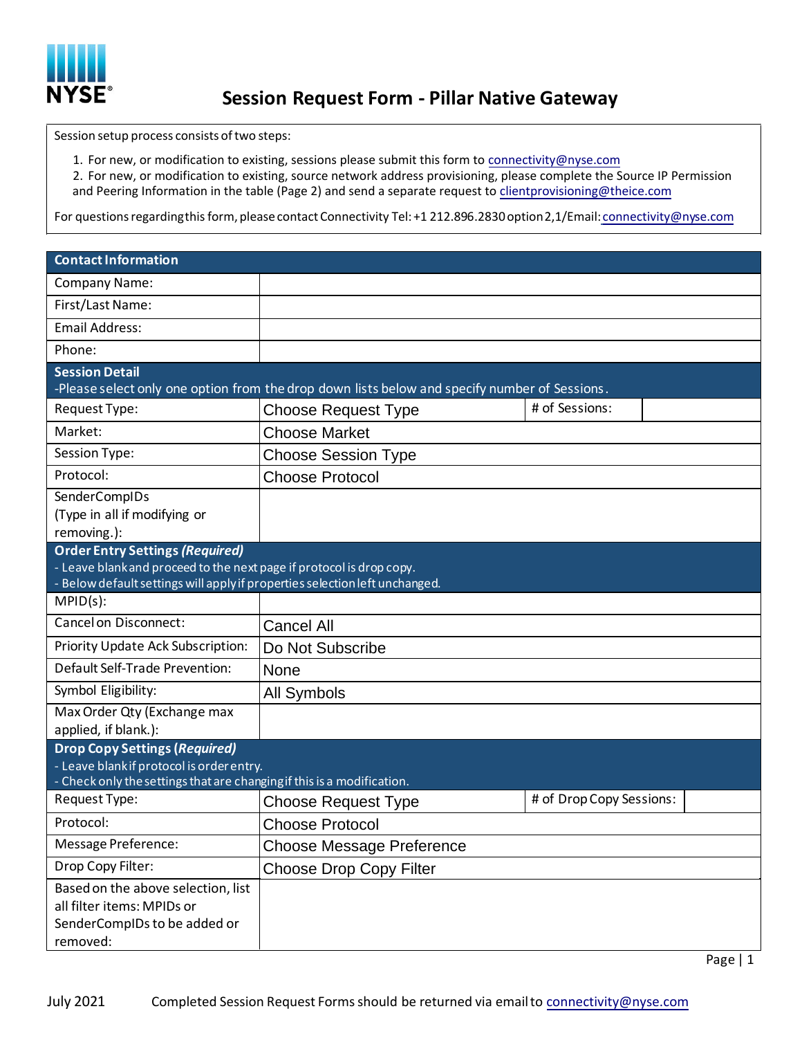# Session Request Form - Pillar Native Gateway

Session setup process consists of two steps:

1. For new, or modification to existing, sessions please submit this form to connectivity@nyse.com
2. For new, or modification to existing, source network address provisioning, please complete the Source IP Permission and Peering Information in the table (Page 2) and send a separate request to clientprovisioning@theice.com

For questions regarding this form, please contact Connectivity Tel: +1 212.896.2830 option 2,1/Email: connectivity@nyse.com

| **Contact Information** | | | |
|---|---|---|---|
| Company Name: | | | |
| First/Last Name: | | | |
| Email Address: | | | |
| Phone: | | | |
| **Session Detail**<br>-Please select only one option from the drop down lists below and specify number of Sessions. | | | |
| Request Type: | Choose Request Type | # of Sessions: | |
| Market: | Choose Market | | |
| Session Type: | Choose Session Type | | |
| Protocol: | Choose Protocol | | |
| SenderCompIDs (Type in all if modifying or removing.): | | | |
| **Order Entry Settings *(Required)***<br>- Leave blank and proceed to the next page if protocol is drop copy.<br>- Below default settings will apply if properties selection left unchanged. | | | |
| MPID(s): | | | |
| Cancel on Disconnect: | Cancel All | | |
| Priority Update Ack Subscription: | Do Not Subscribe | | |
| Default Self-Trade Prevention: | None | | |
| Symbol Eligibility: | All Symbols | | |
| Max Order Qty (Exchange max applied, if blank.): | | | |
| **Drop Copy Settings *(Required)***<br>- Leave blank if protocol is order entry.<br>- Check only the settings that are changing if this is a modification. | | | |
| Request Type: | Choose Request Type | # of Drop Copy Sessions: | |
| Protocol: | Choose Protocol | | |
| Message Preference: | Choose Message Preference | | |
| Drop Copy Filter: | Choose Drop Copy Filter | | |
| Based on the above selection, list all filter items: MPIDs or SenderCompIDs to be added or removed: | | | |

July 2021 Completed Session Request Forms should be returned via email to connectivity@nyse.com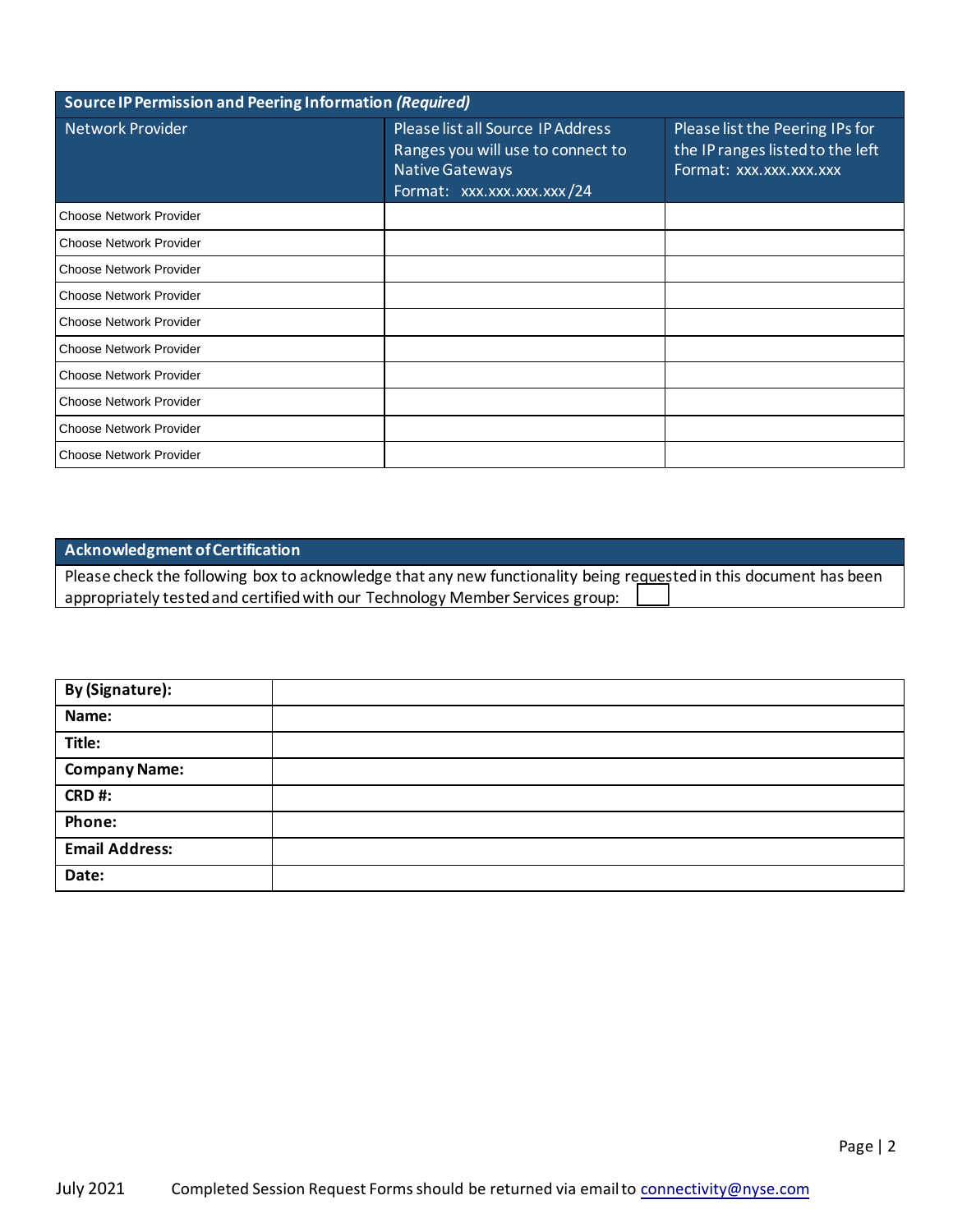| Source IP Permission and Peering Information *(Required)* | | |
|---|---|---|
| Network Provider | Please list all Source IP Address Ranges you will use to connect to Native Gateways Format: xxx.xxx.xxx.xxx/24 | Please list the Peering IPs for the IP ranges listed to the left Format: xxx.xxx.xxx.xxx |
| Choose Network Provider | | |
| Choose Network Provider | | |
| Choose Network Provider | | |
| Choose Network Provider | | |
| Choose Network Provider | | |
| Choose Network Provider | | |
| Choose Network Provider | | |
| Choose Network Provider | | |
| Choose Network Provider | | |
| Choose Network Provider | | |

| Acknowledgment of Certification |
|---|
| Please check the following box to acknowledge that any new functionality being requested in this document has been appropriately tested and certified with our Technology Member Services group: ☐ |

| | |
|---|---|
| **By (Signature):** | |
| **Name:** | |
| **Title:** | |
| **Company Name:** | |
| **CRD #:** | |
| **Phone:** | |
| **Email Address:** | |
| **Date:** | |

July 2021 Completed Session Request Forms should be returned via email to connectivity@nyse.com